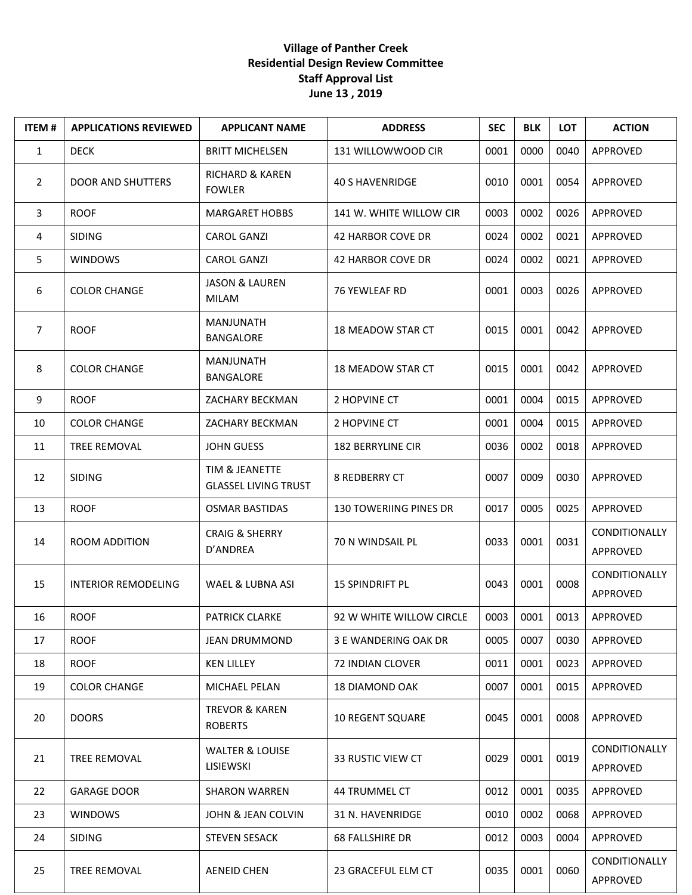**Village of Panther Creek**
**Residential Design Review Committee**
**Staff Approval List**
**June 13 , 2019**

| ITEM # | APPLICATIONS REVIEWED | APPLICANT NAME | ADDRESS | SEC | BLK | LOT | ACTION |
|---|---|---|---|---|---|---|---|
| 1 | DECK | BRITT MICHELSEN | 131 WILLOWWOOD CIR | 0001 | 0000 | 0040 | APPROVED |
| 2 | DOOR AND SHUTTERS | RICHARD & KAREN FOWLER | 40 S HAVENRIDGE | 0010 | 0001 | 0054 | APPROVED |
| 3 | ROOF | MARGARET HOBBS | 141 W. WHITE WILLOW CIR | 0003 | 0002 | 0026 | APPROVED |
| 4 | SIDING | CAROL GANZI | 42 HARBOR COVE DR | 0024 | 0002 | 0021 | APPROVED |
| 5 | WINDOWS | CAROL GANZI | 42 HARBOR COVE DR | 0024 | 0002 | 0021 | APPROVED |
| 6 | COLOR CHANGE | JASON & LAUREN MILAM | 76 YEWLEAF RD | 0001 | 0003 | 0026 | APPROVED |
| 7 | ROOF | MANJUNATH BANGALORE | 18 MEADOW STAR CT | 0015 | 0001 | 0042 | APPROVED |
| 8 | COLOR CHANGE | MANJUNATH BANGALORE | 18 MEADOW STAR CT | 0015 | 0001 | 0042 | APPROVED |
| 9 | ROOF | ZACHARY BECKMAN | 2 HOPVINE CT | 0001 | 0004 | 0015 | APPROVED |
| 10 | COLOR CHANGE | ZACHARY BECKMAN | 2 HOPVINE CT | 0001 | 0004 | 0015 | APPROVED |
| 11 | TREE REMOVAL | JOHN GUESS | 182 BERRYLINE CIR | 0036 | 0002 | 0018 | APPROVED |
| 12 | SIDING | TIM & JEANETTE GLASSEL LIVING TRUST | 8 REDBERRY CT | 0007 | 0009 | 0030 | APPROVED |
| 13 | ROOF | OSMAR BASTIDAS | 130 TOWERIING PINES DR | 0017 | 0005 | 0025 | APPROVED |
| 14 | ROOM ADDITION | CRAIG & SHERRY D'ANDREA | 70 N WINDSAIL PL | 0033 | 0001 | 0031 | CONDITIONALLY APPROVED |
| 15 | INTERIOR REMODELING | WAEL & LUBNA ASI | 15 SPINDRIFT PL | 0043 | 0001 | 0008 | CONDITIONALLY APPROVED |
| 16 | ROOF | PATRICK CLARKE | 92 W WHITE WILLOW CIRCLE | 0003 | 0001 | 0013 | APPROVED |
| 17 | ROOF | JEAN DRUMMOND | 3 E WANDERING OAK DR | 0005 | 0007 | 0030 | APPROVED |
| 18 | ROOF | KEN LILLEY | 72 INDIAN CLOVER | 0011 | 0001 | 0023 | APPROVED |
| 19 | COLOR CHANGE | MICHAEL PELAN | 18 DIAMOND OAK | 0007 | 0001 | 0015 | APPROVED |
| 20 | DOORS | TREVOR & KAREN ROBERTS | 10 REGENT SQUARE | 0045 | 0001 | 0008 | APPROVED |
| 21 | TREE REMOVAL | WALTER & LOUISE LISIEWSKI | 33 RUSTIC VIEW CT | 0029 | 0001 | 0019 | CONDITIONALLY APPROVED |
| 22 | GARAGE DOOR | SHARON WARREN | 44 TRUMMEL CT | 0012 | 0001 | 0035 | APPROVED |
| 23 | WINDOWS | JOHN & JEAN COLVIN | 31 N. HAVENRIDGE | 0010 | 0002 | 0068 | APPROVED |
| 24 | SIDING | STEVEN SESACK | 68 FALLSHIRE DR | 0012 | 0003 | 0004 | APPROVED |
| 25 | TREE REMOVAL | AENEID CHEN | 23 GRACEFUL ELM CT | 0035 | 0001 | 0060 | CONDITIONALLY APPROVED |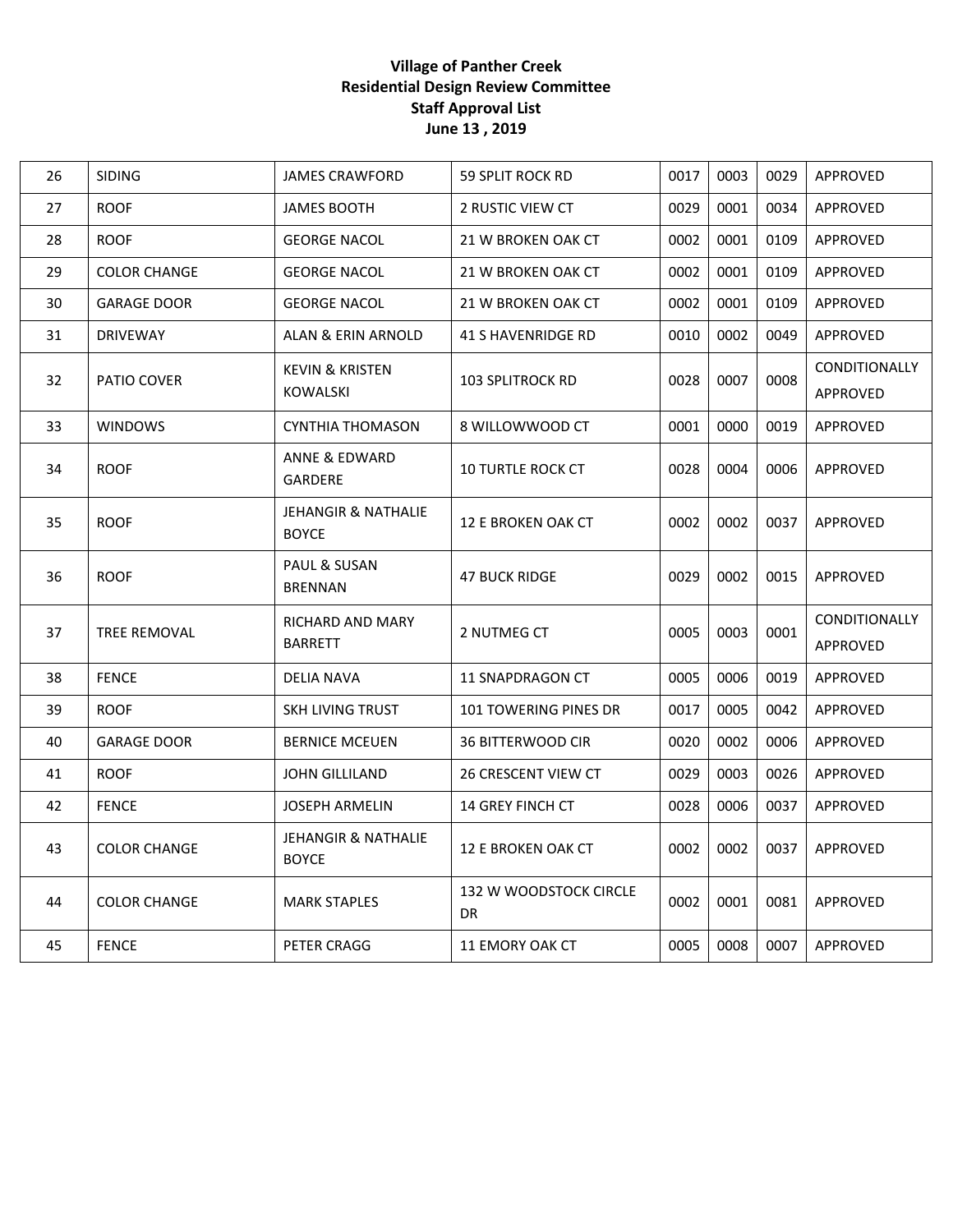**Village of Panther Creek**
**Residential Design Review Committee**
**Staff Approval List**
**June 13 , 2019**

| | | | | | | | |
|---|---|---|---|---|---|---|---|
| 26 | SIDING | JAMES CRAWFORD | 59 SPLIT ROCK RD | 0017 | 0003 | 0029 | APPROVED |
| 27 | ROOF | JAMES BOOTH | 2 RUSTIC VIEW CT | 0029 | 0001 | 0034 | APPROVED |
| 28 | ROOF | GEORGE NACOL | 21 W BROKEN OAK CT | 0002 | 0001 | 0109 | APPROVED |
| 29 | COLOR CHANGE | GEORGE NACOL | 21 W BROKEN OAK CT | 0002 | 0001 | 0109 | APPROVED |
| 30 | GARAGE DOOR | GEORGE NACOL | 21 W BROKEN OAK CT | 0002 | 0001 | 0109 | APPROVED |
| 31 | DRIVEWAY | ALAN & ERIN ARNOLD | 41 S HAVENRIDGE RD | 0010 | 0002 | 0049 | APPROVED |
| 32 | PATIO COVER | KEVIN & KRISTEN KOWALSKI | 103 SPLITROCK RD | 0028 | 0007 | 0008 | CONDITIONALLY APPROVED |
| 33 | WINDOWS | CYNTHIA THOMASON | 8 WILLOWWOOD CT | 0001 | 0000 | 0019 | APPROVED |
| 34 | ROOF | ANNE & EDWARD GARDERE | 10 TURTLE ROCK CT | 0028 | 0004 | 0006 | APPROVED |
| 35 | ROOF | JEHANGIR & NATHALIE BOYCE | 12 E BROKEN OAK CT | 0002 | 0002 | 0037 | APPROVED |
| 36 | ROOF | PAUL & SUSAN BRENNAN | 47 BUCK RIDGE | 0029 | 0002 | 0015 | APPROVED |
| 37 | TREE REMOVAL | RICHARD AND MARY BARRETT | 2 NUTMEG CT | 0005 | 0003 | 0001 | CONDITIONALLY APPROVED |
| 38 | FENCE | DELIA NAVA | 11 SNAPDRAGON CT | 0005 | 0006 | 0019 | APPROVED |
| 39 | ROOF | SKH LIVING TRUST | 101 TOWERING PINES DR | 0017 | 0005 | 0042 | APPROVED |
| 40 | GARAGE DOOR | BERNICE MCEUEN | 36 BITTERWOOD CIR | 0020 | 0002 | 0006 | APPROVED |
| 41 | ROOF | JOHN GILLILAND | 26 CRESCENT VIEW CT | 0029 | 0003 | 0026 | APPROVED |
| 42 | FENCE | JOSEPH ARMELIN | 14 GREY FINCH CT | 0028 | 0006 | 0037 | APPROVED |
| 43 | COLOR CHANGE | JEHANGIR & NATHALIE BOYCE | 12 E BROKEN OAK CT | 0002 | 0002 | 0037 | APPROVED |
| 44 | COLOR CHANGE | MARK STAPLES | 132 W WOODSTOCK CIRCLE DR | 0002 | 0001 | 0081 | APPROVED |
| 45 | FENCE | PETER CRAGG | 11 EMORY OAK CT | 0005 | 0008 | 0007 | APPROVED |